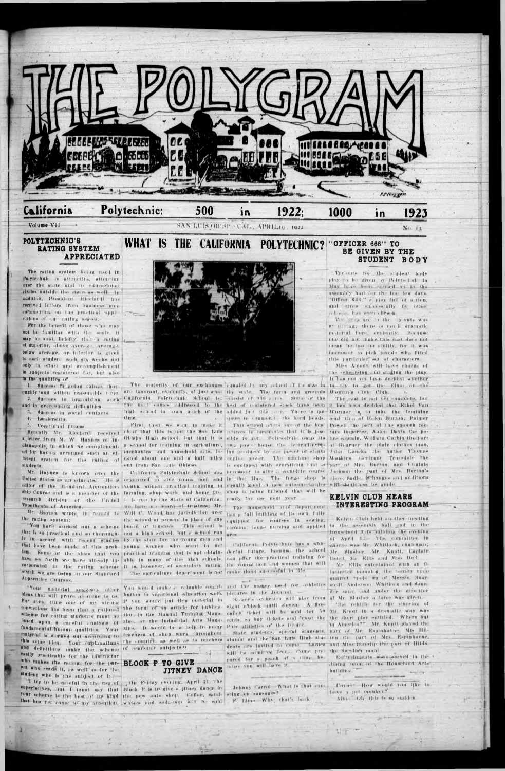# THE POLYGRAM

**California Polytechnic: 500 in 1922; 1000 in 1923**

Volume VII — SAN LUIS OBISPO, CAL., APRIL 19, 1922 — No. 13

## POLYTECHNIC'S RATING SYSTEM APPRECIATED

The rating system being used in Polytechnic is attracting attention over the state and in educational circles outside the state as well. In addition, President Ricciardi has received letters from business men commenting on the practical applications of our rating scales.

For the benefit of those who may not be familiar with the scale, it may be said, briefly, that a rating of superior, above average, average, below average, or inferior is given to each student each six weeks not only in effort and accomplishment in subjects registered for, but also in the qualities of

1. Success in doing things thoroughly and within reasonable time.
2. Success in organizing work and in overcoming difficulties.
3. Success in social contacts.
4. Leadership.
5. Vocational fitness.

Recently Mr. Ricciardi received a letter from M. W. Haynes of Indianapolis, in which he complimented for having arranged such an efficient system for the rating of students.

Mr. Haynes is known over the United States as an educator. He is editor of the Standard Apprenticeship Course and is a member of the research division of the United Typothetae of America.

Mr. Haynes wrote, in regard to the rating system:

"You have worked out a scheme that is so practical and so thoroughly in accord with recent studies that have been made of this problem. Some of the ideas that you have set forth we have already incorporated in the rating scheme which we are using in our Standard Apprentice Courses.

"Your material suggests other ideas that will prove of value to us. For some time one of my strong convictions has been that a rational scheme for rating students must be based upon a careful analysis of fundamental human qualities. Your material is worked out according to this same idea. Your explanations and definitions make the scheme easily practicable for the instructor who makes the rating, for the parent who reads it, as well as for the student who is the subject of it.

"I try to be careful in the use of superlatives, but I must say that your scheme is the best of its kind that has yet come to my attention.

## WHAT IS THE CALIFORNIA POLYTECHNIC?

The majority of our exchanges are ignorant, evidently, of just what California Polytechnic School is; the mail comes addressed to the high school in town much of the time.

First, then, we want to make it clear that this is not the San Luis Obispo High School, but that it is a school for training in agriculture, mechanics, and household arts, located about one and a half miles out from San Luis Obispo.

California Polytechnic School was organized to give young men and young women practical training in farming, shop work, and home life. It is run by the State of California; we have a board of trustees; Mr. Will C. Wood has jurisdiction over the school at present in place of any board of trustees. This school is not a high school, but a school run by the state for the young men and young women who want to get practical training that is not obtainable in many of the high schools. It is, however, of secondary rating.

The agriculture department is not equalled by any school of its size in the state. The farm and grounds consist of 936 acres. Some of the best of registered stock have been added just this year. There is not space to enumerate the herd heads.

This school offers one of the best courses in mechanics that it is possible to get. Polytechnic owns its own power house, the electricity being produced by gas power or steam engine power. The machine shop is equipped with everything that is necessary to give a complete course in that line. The forge shop is equally good. A new auto-mechanics shop is being finished that will be ready for use next year.

The household arts department has a full building of its own, fully equipped for courses in sewing, cooking, home nursing and applied arts.

California Polytechnic has a wonderful future, because the school can offer the practical training for the young men and women that will make them successful in life.

You would make a valuable contribution to vocational education work if you would put this material in the form of an article for publication in the Manual Training Magazine, or the Industrial Arts Magazine. It would be a help to many teachers of shop work throughout the country, as well as to teachers of academic subjects."

## BLOCK P TO GIVE JITNEY DANCE

On Friday evening, April 21, the Block P is to give a jitney dance in the new auto shop. Coffee, sandwiches and soda-pop will be sold and the money used for athletics pictures in the Journal.

Kaiser's orchestra will play from eight o'clock until eleven. A five-dance ticket will be sold for 50 cents, so buy tickets and boost the Poly athletics of the future.

State students, special students, alumni and the San Luis High students are invited to come. Ladies will be admitted free. Come prepared for a peach of a time, because you will have it.

Johnny Carrol—What is that ravering on sausages?

F. Lima—Why, that's bark.

## "OFFICER 666" TO BE GIVEN BY THE STUDENT BODY

Try-outs for the student body play to be given by Polytechnic in May have been carried on in the assembly hall for the last few days. "Officer 666," a play full of action, and given successfully by other schools, has been chosen.

The response to the try-outs was gratifying; there is much dramatic material here, evidently. Because one did not make this cast does not mean he has no ability, for it was necessary to pick people who fitted this particular set of characters.

Miss Abbott will have charge of the rehearsing and staging the play. It has not yet been decided whether to try to get the Elmo or the Woman's Civic Club.

The cast is not yet complete, but it has been decided that Ethel Van Wormer is to take the feminine lead, that of Helen Burton; Palmer Powell the part of the smooth picture importer, Alden Davis the police captain, William Corbin the part of Kearney the plain clothes man, John Loucks the butler Thomas Watkins, Gertrude Truesdale the part of Mrs. Burton, and Virginia Jackson the part of Mrs. Burton's niece, Sadie. Changes and additions will doubtless be made.

## KELVIN CLUB HEARS INTERESTING PROGRAM

Kelvin Club held another meeting in the assembly hall and in the Household Arts building the evening of April 11. The committee in charge was Mr. Whitlock, chairman; Mr. Slusher, Mr. Knott, Captain Deuel, Mr. Ellis and Miss Dull.

Mr. Ellis entertained with an illustrated monolog, the faculty male quartet made up of Messrs. Skarstedt, Anderson, Whitlock and Saunder sang, and under the direction of Mr. Slusher a farce was given.

The vehicle for the starring of Mr. Knott in a dramatic way was the short play entitled, "Where but in America?" Mr. Knott played the part of Mr. Espinhayne, Miss Hilton the part of Mrs. Espinhayne, and Miss Hayslip the part of Hilda, the Swedish maid.

Refreshments were served in the dining room of the Household Arts building.

Coyner—How would you like to have a pet monkey?

Alma—Oh! this is so sudden.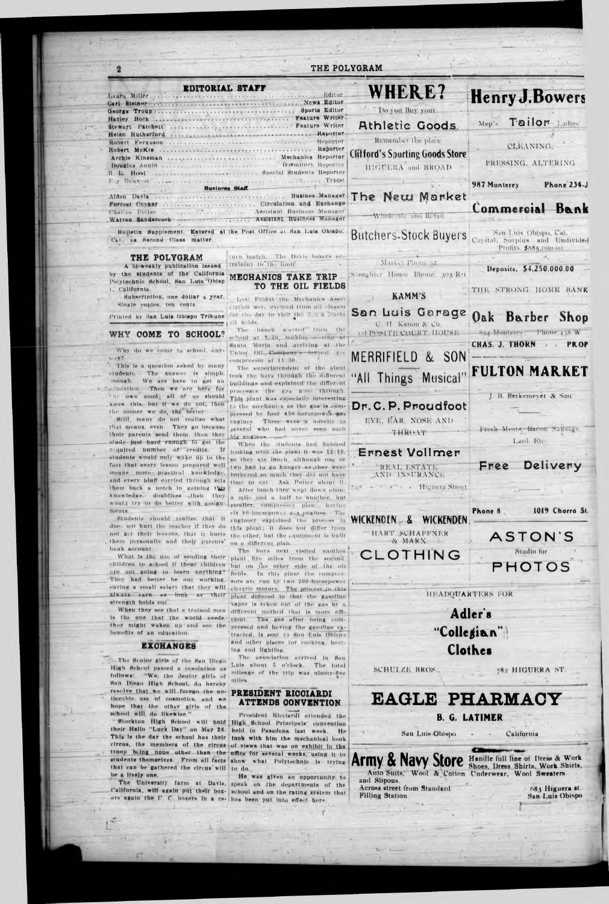## EDITORIAL STAFF

Laura Miller ........ Editor
Carl Steiner ........ News Editor
George Troup ........ Sports Editor
Harley Hock ........ Feature Writer
Stewart Patchett ........ Feature Writer
Helen Rutherford ........ Reporter
Robert Ferguson ........ Reporter
Robert McKie ........ Reporter
Archie Kinsman ........ Mechanics Reporter
Douglas Annin ........ Dormitory Reporter
R. L. Hood ........ Special Students Reporter
Fay Renault ........ Typist

### Business Staff

Alden Davis ........ Business Manager
Forrest Coyner ........ Circulation and Exchange
Charles Potter ........ Assistant Business Manager
Warren Sanderson ........ Assistant Business Manager

Bulletin Supplement. Entered at the Post Office at San Luis Obispo, Cal., as Second Class matter.

## THE POLYGRAM

A bi-weekly publication issued by the students of the California Polytechnic School, San Luis Obispo, California.

Subscription, one dollar a year. Single copies, ten cents.

Printed by San Luis Obispo Tribune

## WHY COME TO SCHOOL?

Why do we come to school, anyway?

This is a question asked by many students. The answer is simple enough. We are here to get an education. Then we are here for our own good; all of us should know this, but if we do not, then the sooner we do, the better.

Still, many do not realize what that means, even. They go because their parents send them, then they study just hard enough to get the required number of credits. If students would only wake up to the fact that every lesson prepared well means more practical knowledge, and every bluff carried through sets them back a notch in gaining this knowledge, doubtless then they would try to do better with assignments.

Students should realize that it does not hurt the teacher if they do not get their lessons, that it hurts them personally and their parents' bank account.

What is the use of sending their children to school if these children are not going to learn anything? They had better be out working, earing a small salary that they will always earn as long as their strength holds out.

When they see that a trained man is the one that the world needs, they might waken up and see the benefits of an education.

## EXCHANGES

The Senior girls of the San Diego High School passed a resolution as follows: "We, the Senior girls of San Diego High School, do hereby resolve that we will forego the noticeable use of cosmetics, and we hope that the other girls of the school will do likewise."

Stockton High School will hold their Hello "Luck Day" on May 26. This is the day the school has their circus, the members of the circus troop being none other than the students themselves. From all facts that can be gathered the circus will be a lively one.

The University farm at Davis, California, will again put their boxers again the U. C. boxers in a return match. The Davis boxers are training to the limit.

## MECHANICS TAKE TRIP TO THE OIL FIELDS

Last Friday the Mechanics Association were excused from all classes for the day to visit the Santa Maria oil fields.

The bunch started from the school at 8:30, making a stop at Santa Maria and arriving at the Union Oil Company's largest gas compressor at 11:30.

The superintendent of the plant took the boys through the different buildings and explained the different processes the gas goes through. This plant was especially interesting to the mechanics as the gas is compressed by four 450-horsepower gas engines. These were a novelty to several who had never seen such big engines.

When the students had finished looking over the plant it was 12:45, so they ate lunch, although one or two had to go hungry as they were bothered so much they did not have time to eat. Ask Potter about it.

After lunch they went down about a mile and a half to another, but smaller, compressor plant, having six 80-horsepower gas engines. The engineer explained the process in this plant; it does not differ from the other, but the equipment is built on a different plan.

The boys next visited another plant five miles from the second, but on the other side of the oil fields. In this plant the compressors are run by two 200-horsepower electric motors. The process in this plant differed in that the gasoline vapor is taken out of the gas by a different method that is more efficient. The gas after being compressed and having the gasoline extracted, is sent to San Luis Obispo and other places for cooking, heating and lighting.

The association arrived in San Luis about 5 o'clock. The total mileage of the trip was ninety-five miles.

## PRESIDENT RICCIARDI ATTENDS CONVENTION

President Ricciardi attended the High School Principals' convention held in Pasadena last week. He took with him the mechanical book of views that was on exhibit in the office for several weeks, using it to show what Polytechnic is trying to do.

He was given an opportunity to speak on the departments of the school and on the rating system that has been put into effect here.

---

**WHERE?** Do you Buy your **Athletic Goods** Remember the place **Clifford's Sporting Goods Store** HIGUERA and BROAD

**The New Market** Wholesale and Retail **Butchers-Stock Buyers** Market Phone 32 Slaughter House Phone 303-R-1

**KAMM'S San Luis Garage** C. H. Kamm & Co. OPPOSITE COURT HOUSE

**MERRIFIELD & SON** "All Things Musical"

**Dr. C. P. Proudfoot** EYE, EAR, NOSE AND THROAT

**Ernest Vollmer** REAL ESTATE AND INSURANCE 748 Higuera Street

**WICKENDEN & WICKENDEN** HART SCHAFFNER & MARX **CLOTHING**

**Henry J. Bowers** Men's Tailor Ladies' CLEANING, PRESSING, ALTERING 987 Monterey Phone 234-J

**Commercial Bank** San Luis Obispo, Cal. Capital, Surplus and Undivided Profits $885,000.00 Deposits, $4,250,000.00 THE STRONG HOME BANK

**Oak Barber Shop** 844 Monterey Phone 138 W CHAS. J. THORN - - PROP

**FULTON MARKET** J. H. Berkemeyer & Son Fresh Meats, Bacon, Sausage, Lard, Etc. **Free Delivery** Phone 8 1019 Chorro St.

**ASTON'S** Studio for **PHOTOS**

HEADQUARTERS FOR **Adler's "Collegian" Clothes** SCHULZE BROS. 782 HIGUERA ST.

**EAGLE PHARMACY** B. G. LATIMER San Luis Obispo - - California

**Army & Navy Store** Handle full line of Dress & Work Shoes, Dress Shirts, Work Shirts, Auto Suits, Wool & Cotton Underwear, Wool Sweaters and Slipons. Across street from Standard Filling Station 683 Higuera st. San Luis Obispo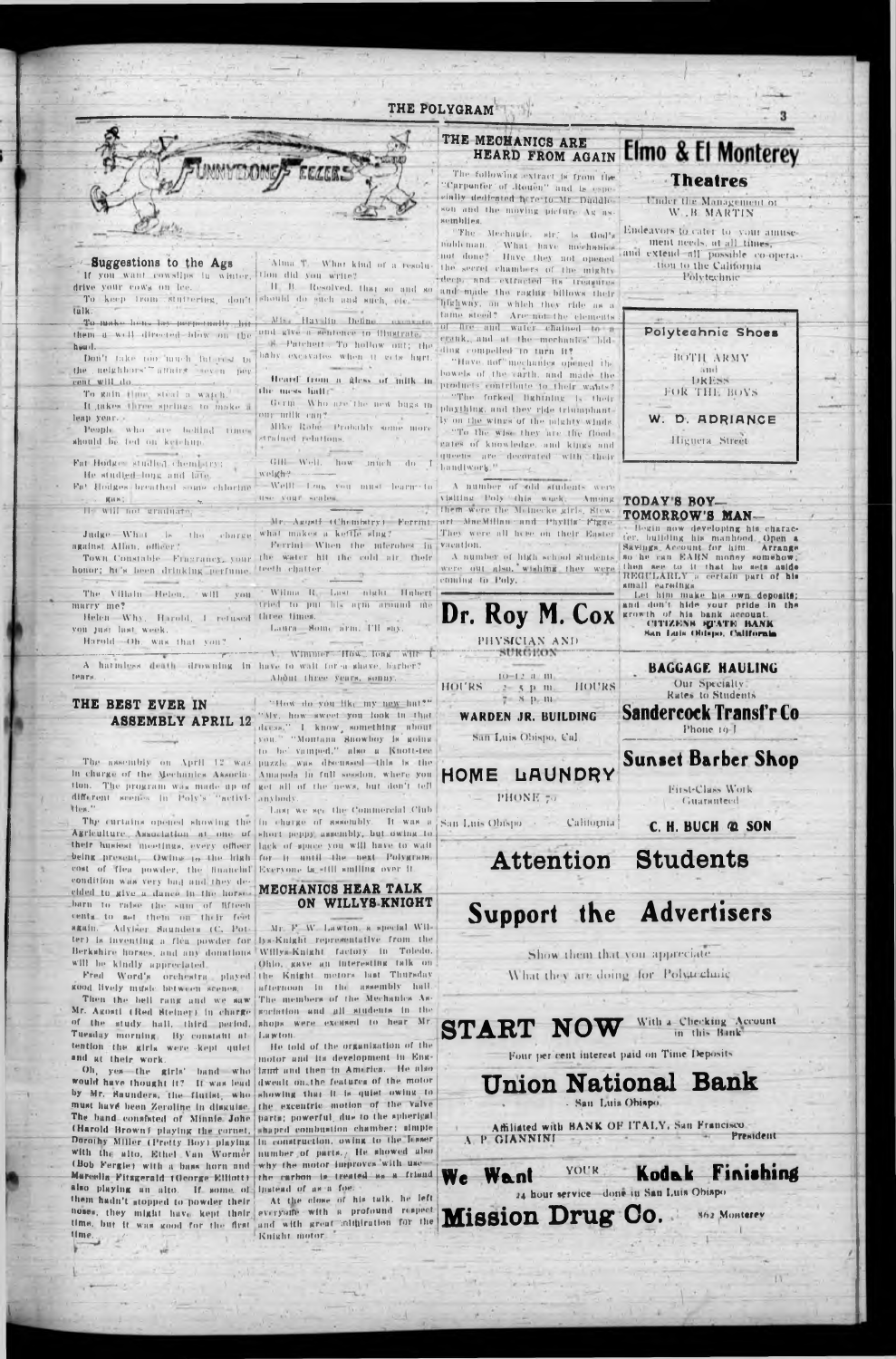# FUNNYBONE FEELERS

## Suggestions to the Ags

If you want cowslips in winter, drive your cows on ice.

To keep from stuttering, don't talk.

To make hens lay perpetually, hit them a well directed blow on the head.

Don't take too much interest in the neighbors' affairs—seven per cent will do.

To gain time, steal a watch.

It takes three springs to make a leap year.

People who are behind times should be fed on ketchup.

---

Fat Hodges studied chemistry;
He studied long and late.
Fat Hodges breathed some chlorine gas;
He will not graduate.

---

Judge—What is the charge against Allan, officer?

Town Constable—Fragrancy, your honor; he's been drinking perfume.

---

The Villain—Helen, will you marry me?

Helen—Why, Harold, I refused you just last week.

Harold—Oh, was that you?

---

A harmless death—drowning in tears.

---

Alma T.—What kind of a resolution did you write?

H. B.—Resolved, that so and so should do such and such, etc.

---

Miss Hayslip—Define excavate and give a sentence to illustrate.

S. Patchett—To hollow out; the baby excavates when it gets hurt.

---

**Heard from a glass of milk in the mess hall:**

Germ—Who are the new bugs in our milk can?

Mike Rabe—Probably some more strained relations.

---

Gill—Well, how much do I weigh?

Weill—Can you must learn to use your scales.

---

Mr. Agosti (Chemistry)—Ferrini, what makes a kettle sing?

Ferrini—When the microbes in the water hit the cold air their teeth chatter.

---

Wilma R.—Last night Hubert tried to put his arm around me three times.

Laura—Some arm, I'll say.

---

V. Wimmer—How long will I have to wait for a shave, barber?

About three years, sonny.

## THE BEST EVER IN ASSEMBLY APRIL 12

The assembly on April 12 was in charge of the Mechanics Association. The program was made up of different scenes in Poly's "activities."

The curtains opened showing the Agriculture Association at one of their busiest meetings, every officer being present. Owing to the high cost of flea powder, the financial condition was very bad and they decided to give a dance in the horse barn to raise the sum of fifteen cents to set them on their feet again. Adviser Saunders (C. Potter) is inventing a flea powder for Berkshire horses, and any donations will be kindly appreciated.

Fred Word's orchestra played good lively music between scenes.

Then the bell rang and we saw Mr. Agosti (Red Steiner) in charge of the study hall, third period, Tuesday morning. By constant attention the girls were kept quiet and at their work.

Oh, yes—the girls' band—who would have thought it? It was lead by Mr. Saunders, the flutist, who must have been Zeroline in disguise. The band consisted of Minnie John (Harold Brown) playing the cornet, Dorothy Miller (Pretty Boy) playing with the alto, Ethel Van Wormer (Bob Fergle) with a bass horn and Marcella Fitzgerald (George Elliott) also playing an alto. If some of them hadn't stopped to powder their noses, they might have kept their time, but it was good for the first time.

"How do you like my new hat?" "My, how sweet you look in that dress." "I know, something about you." "Montana Snowboy is going to be vamped," also a Knott-tee puzzle was discussed—this is the Amapola in full session, where you get all of the news, but don't tell anybody.

Last we see the Commercial Club in charge of assembly. It was a short peppy assembly, but owing to lack of space you will have to wait for it until the next Polygram. Everyone is still smiling over it.

## MECHANICS HEAR TALK ON WILLYS-KNIGHT

Mr. F. W. Lawton, a special Willys-Knight representative from the Willys-Knight factory in Toledo, Ohio, gave an interesting talk on the Knight motors last Thursday afternoon in the assembly hall. The members of the Mechanics Association and all students in the shops were excused to hear Mr. Lawton.

He told of the organization of the motor and its development in England and then in America. He also dwelt on the features of the motor showing that it is quiet owing to the excentric motion of the valve parts; powerful, due to the spherical shaped combustion chamber; simple in construction, owing to the lesser number of parts. He showed also why the motor improves with use—the carbon is treated as a friend instead of as a foe.

At the close of his talk, he left everyone with a profound respect and with great admiration for the Knight motor.

## THE MECHANICS ARE HEARD FROM AGAIN

The following extract is from the "Carpenter of Rouen" and is especially dedicated here to Mr. Dunniison and the moving picture Ag assemblies.

"The Mechanic, sir, is God's nobleman. What have mechanics not done? Have they not opened the secret chambers of the mighty deep, and extracted its treasures and made the raging billows their highway, on which they ride as a tame steed? Are not the elements of fire and water chained to a crank, and at the mechanics' bidding compelled to turn it?

"Have not mechanics opened the bowels of the earth, and made the products contribute to their wants?

"The forked lightning is their plaything, and they ride triumphantly on the wings of the mighty winds.

"To the wise they are the floodgates of knowledge, and kings and queens are decorated with their handiwork."

---

A number of old students were visiting Poly this week. Among them were the Meinecke girls, Stewart MacMillan and Phyllis Figge. They were all here on their Easter vacation.

A number of high school students were out also, wishing they were coming to Poly.

**Dr. Roy M. Cox**
PHYSICIAN AND SURGEON

HOURS 10-12 a. m., 2-5 p. m., 7-8 p. m. HOURS

WARDEN JR. BUILDING
San Luis Obispo, Cal.

**HOME LAUNDRY**
PHONE 70
San Luis Obispo California

**Elmo & El Monterey Theatres**

Under the Management of W. B. MARTIN

Endeavors to cater to your amusement needs, at all times, and extend all possible co-operation to the California Polytechnic

**Polytechnic Shoes**

BOTH ARMY and DRESS FOR THE BOYS

**W. D. ADRIANCE**
Higuera Street

**TODAY'S BOY—TOMORROW'S MAN—**

Begin now developing his character, building his manhood. Open a Savings Account for him. Arrange so he can EARN money somehow, then see to it that he sets aside REGULARLY a certain part of his small earnings.

Let him make his own deposits; and don't hide your pride in the growth of his bank account.

**CITIZENS STATE BANK**
San Luis Obispo, California

**BAGGAGE HAULING**
Our Specialty
Rates to Students

**Sandercock Transf'r Co**
Phone 10-J

**Sunset Barber Shop**
First-Class Work Guaranteed

**C. H. BUCH & SON**

# Attention Students

# Support the Advertisers

Show them that you appreciate
What they are doing for Polytechnic

**START NOW** With a Checking Account in this Bank

Four per cent interest paid on Time Deposits

**Union National Bank**
San Luis Obispo

Affiliated with BANK OF ITALY, San Francisco
A. P. GIANNINI — President

**We Want YOUR Kodak Finishing**
24 hour service—done in San Luis Obispo

**Mission Drug Co.** 862 Monterey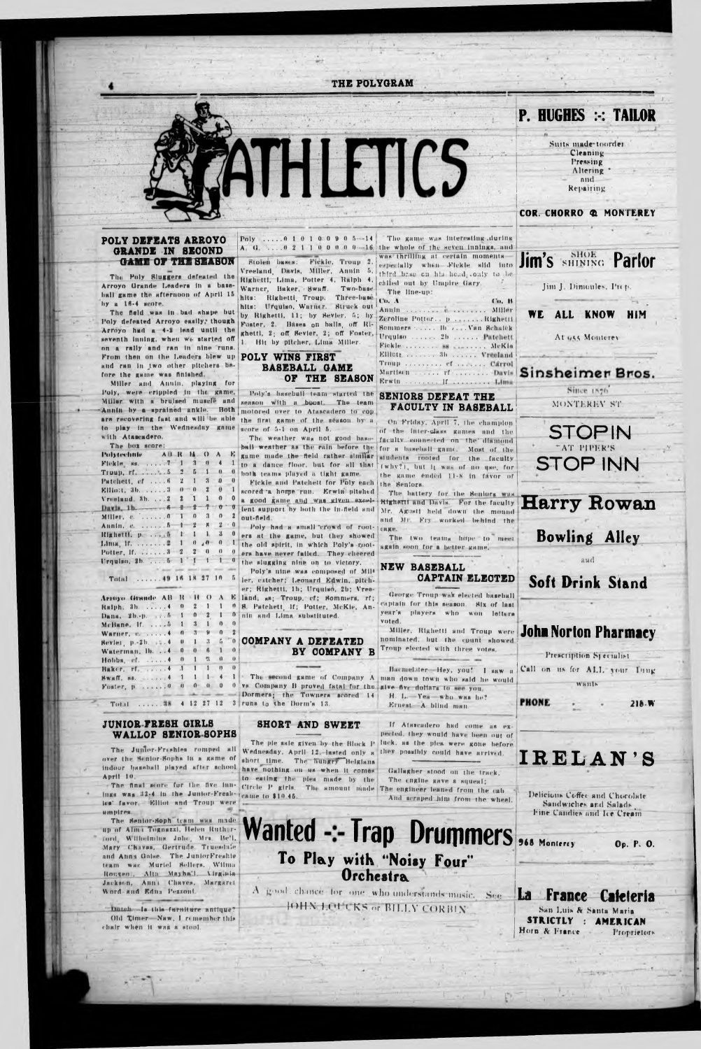# ATHLETICS

## POLY DEFEATS ARROYO GRANDE IN SECOND GAME OF THE SEASON

The Poly Sluggers defeated the Arroyo Grande Leaders in a baseball game the afternoon of April 15 by a 16-4 score.

The field was in bad shape but Poly defeated Arroyo easily, though Arroyo had a 4-2 lead until the seventh inning, when we started off on a rally and ran in nine runs. From then on the Leaders blew up and ran in two other pitchers before the game was finished.

Miller and Annin, playing for Poly, were crippled in the game, Miller with a bruised muscle and Annin by a sprained ankle. Both are recovering fast and will be able to play in the Wednesday game with Atascadero.

The box score:

| Polytechnic | AB | R | H | O | A | E |
|---|---|---|---|---|---|---|
| Fickle, ss. | 7 | 1 | 3 | 0 | 4 | 1 |
| Troup, rf. | 5 | 2 | 5 | 1 | 0 | 0 |
| Patchett, cf | 6 | 2 | 1 | 3 | 0 | 0 |
| Elliott, 3b. | 3 | 0 | 0 | 2 | 0 | 1 |
| Vreeland, 3b. | 2 | 2 | 1 | 1 | 0 | 0 |
| Davis, 1b. | 6 | 2 | 2 | 7 | 0 | 0 |
| Miller, c. | 0 | 1 | 0 | 3 | 0 | 2 |
| Annin, c. | 5 | 1 | 2 | 8 | 2 | 0 |
| Righetti, p. | 5 | 1 | 1 | 1 | 3 | 0 |
| Lima, lf. | 2 | 1 | 0 | 0 | 0 | 1 |
| Potter, lf. | 3 | 2 | 2 | 0 | 0 | 0 |
| Urquiso, 2b | 5 | 1 | 1 | 1 | 1 | 0 |
| Total | 49 | 16 | 18 | 27 | 10 | 5 |

| Arroyo Grande | AB | R | H | O | A | E |
|---|---|---|---|---|---|---|
| Ralph, 3b. | 4 | 0 | 2 | 1 | 1 | 0 |
| Dana, 2b-p. | 5 | 1 | 0 | 2 | 1 | 0 |
| McHane, lf. | 5 | 1 | 3 | 1 | 0 | 0 |
| Warner, c. | 4 | 0 | 3 | 9 | 0 | 2 |
| Sevier, p.-2b. | 4 | 0 | 1 | 3 | 5 | 0 |
| Waterman, 1b. | 4 | 0 | 0 | 6 | 1 | 0 |
| Hobbs, cf. | 4 | 0 | 1 | 3 | 0 | 0 |
| Baker, rf. | 4 | 1 | 1 | 1 | 0 | 0 |
| Swaff, ss. | 4 | 1 | 1 | 1 | 4 | 1 |
| Foster, p. | 0 | 0 | 0 | 0 | 0 | 0 |
| Total | 38 | 4 | 12 | 27 | 12 | 3 |

Poly ..... 0 1 0 1 0 0 9 0 5—16
A. G. ..... 0 2 1 1 0 0 0 0 0—4

Stolen bases: Fickle, Troup 2, Vreeland, Davis, Miller, Annin 5, Righetti, Lima, Potter 4, Ralph 4, Warner, Baker, Swaff. Two-base hits: Righetti, Troup. Three-base hits: Urquiso, Warner. Struck out by Righetti, 11; by Sevier, 5; by Foster, 2. Bases on balls, off Righetti, 2; off Sevier, 2; off Foster, 1. Hit by pitcher, Lima, Miller.

## POLY WINS FIRST BASEBALL GAME OF THE SEASON

Poly's baseball team started the season with a boost. The team motored over to Atascadero to cop the first game of the season by a score of 5-1 on April 8.

The weather was not good baseball weather as the rain before the game made the field rather similar to a dance floor, but for all that both teams played a tight game.

Fickle and Patchett for Poly each scored a home run. Erwin pitched a good game and was given excellent support by both the in-field and out-field.

Poly had a small crowd of rooters at the game, but they showed the old spirit, in which Poly's rooters have never failed. They cheered the slugging nine on to victory.

Poly's nine was composed of Miller, catcher; Leonard Edwin, pitcher; Righetti, 1b; Urquiso, 2b; Vreeland, ss; Troup, cf; Sommers, rf; S. Patchett, lf; Potter, McKie, Annin and Lima substituted.

## COMPANY A DEFEATED BY COMPANY B

The second game of Company A vs Company B proved fatal for the Dormers; the Towners scored 14 runs to the Dorm's 13.

The game was interesting during the whole of the seven innings, and was thrilling at certain moments especially when Fickle slid into third base on his head, only to be called out by Umpire Gary.

The line-up:

| Co. A | | Co. B |
|---|---|---|
| Annin | c | Miller |
| Zeroline Potter | p | Righetti |
| Sommers | 1b | Van Schaick |
| Urquiso | 2b | Patchett |
| Fickle | ss | McKie |
| Elliott | 3b | Vreeland |
| Troup | cf | Carrol |
| Martinsen | rf | Davis |
| Erwin | lf | Lima |

## SENIORS DEFEAT THE FACULTY IN BASEBALL

On Friday, April 7, the champion of the inter-class games and the faculty connected on the diamond for a baseball game. Most of the students rooted for the faculty (why?), but it was of no use, for the game ended 11-8 in favor of the Seniors.

The battery for the Seniors was Righetti and Davis. For the faculty Mr. Agosti held down the mound and Mr. Fry worked behind the cage.

The two teams hope to meet again soon for a better game.

## NEW BASEBALL CAPTAIN ELECTED

George Troup was elected baseball captain for this season. Six of last year's players who won letters voted.

Miller, Righetti and Troup were nominated, but the count showed Troup elected with three votes.

## JUNIOR-FRESH GIRLS WALLOP SENIOR-SOPHS

The Junior-Freshies romped all over the Senior-Sophs in a game of indoor baseball played after school April 10.

The final score for the five innings was 32-4 in the Junior-Freshies' favor. Elliot and Troup were umpires.

The Senior-Soph team was made up of Alma Tognazzi, Helen Rutherford, Wilhelmina John, Mrs. Bell, Mary Chaves, Gertrude Truesdale and Anna Goise. The Junior-Freshie team was Muriel Sellers, Wilma Rougeot, Anna Chaves, Alta Mayhall, Virginia Jackson, Anna Chaves, Margaret Word and Edna Pezzoni.

Dutch—Is this furniture antique?
Old Timer—Naw, I remember this chair when it was a stool.

## SHORT AND SWEET

The pie sale given by the Block P Wednesday, April 12, lasted only a short time. The hungry Belgians have nothing on us when it comes to eating the pies made by the Circle P girls. The amount made came to $10.45.

Bachelder—Hey, you! I saw a man down town who said he would give five dollars to see you.
H. L.—Yes—who was he?
Ernest—A blind man.

If Atascadero had come as expected, they would have been out of luck, as the pies were gone before they possibly could have arrived.

Gallagher stood on the track,
The engine gave a squeal;
The engineer leaned from the cab
And scraped him from the wheel.

# Wanted -:- Trap Drummers
## To Play with "Noisy Four" Orchestra

A good chance for one who understands music. See JOHN LOUCKS or BILLY CORBIN

---

**P. HUGHES :-: TAILOR**

Suits made-to-order
Cleaning
Pressing
Altering
and
Repairing

COR. CHORRO & MONTEREY

---

**Jim's SHOE SHINING Parlor**

Jim J. Dimoules, Prop.

WE ALL KNOW HIM

At 955 Monterey

---

**Sinsheimer Bros.**

Since 1876

MONTEREY ST

---

**STOP IN**
AT PIPER'S
**STOP INN**

---

**Harry Rowan**

**Bowling Alley**

and

**Soft Drink Stand**

---

**John Norton Pharmacy**

Prescription Specialist

Call on us for ALL your Drug wants

PHONE 218-W

---

**IRELAN'S**

Delicious Coffee and Chocolate
Sandwiches and Salads
Fine Candies and Ice Cream

968 Monterey Op. P. O.

---

**La France Cafeteria**

San Luis & Santa Maria
STRICTLY : AMERICAN
Horn & France Proprietors